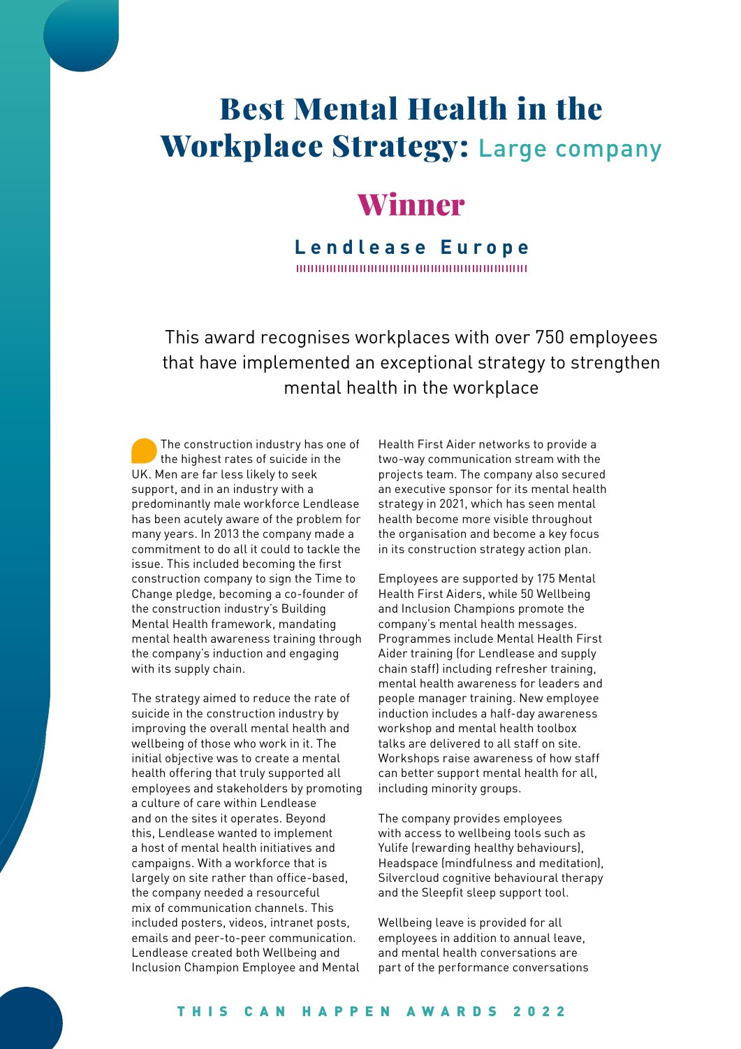# Best Mental Health in the Workplace Strategy: Large company

## Winner

### Lendlease Europe

This award recognises workplaces with over 750 employees that have implemented an exceptional strategy to strengthen mental health in the workplace

The construction industry has one of the highest rates of suicide in the UK. Men are far less likely to seek support, and in an industry with a predominantly male workforce Lendlease has been acutely aware of the problem for many years. In 2013 the company made a commitment to do all it could to tackle the issue. This included becoming the first construction company to sign the Time to Change pledge, becoming a co-founder of the construction industry's Building Mental Health framework, mandating mental health awareness training through the company's induction and engaging with its supply chain.

The strategy aimed to reduce the rate of suicide in the construction industry by improving the overall mental health and wellbeing of those who work in it. The initial objective was to create a mental health offering that truly supported all employees and stakeholders by promoting a culture of care within Lendlease and on the sites it operates. Beyond this, Lendlease wanted to implement a host of mental health initiatives and campaigns. With a workforce that is largely on site rather than office-based, the company needed a resourceful mix of communication channels. This included posters, videos, intranet posts, emails and peer-to-peer communication. Lendlease created both Wellbeing and Inclusion Champion Employee and Mental Health First Aider networks to provide a two-way communication stream with the projects team. The company also secured an executive sponsor for its mental health strategy in 2021, which has seen mental health become more visible throughout the organisation and become a key focus in its construction strategy action plan.

Employees are supported by 175 Mental Health First Aiders, while 50 Wellbeing and Inclusion Champions promote the company's mental health messages. Programmes include Mental Health First Aider training (for Lendlease and supply chain staff) including refresher training, mental health awareness for leaders and people manager training. New employee induction includes a half-day awareness workshop and mental health toolbox talks are delivered to all staff on site. Workshops raise awareness of how staff can better support mental health for all, including minority groups.

The company provides employees with access to wellbeing tools such as Yulife (rewarding healthy behaviours), Headspace (mindfulness and meditation), Silvercloud cognitive behavioural therapy and the Sleepfit sleep support tool.

Wellbeing leave is provided for all employees in addition to annual leave, and mental health conversations are part of the performance conversations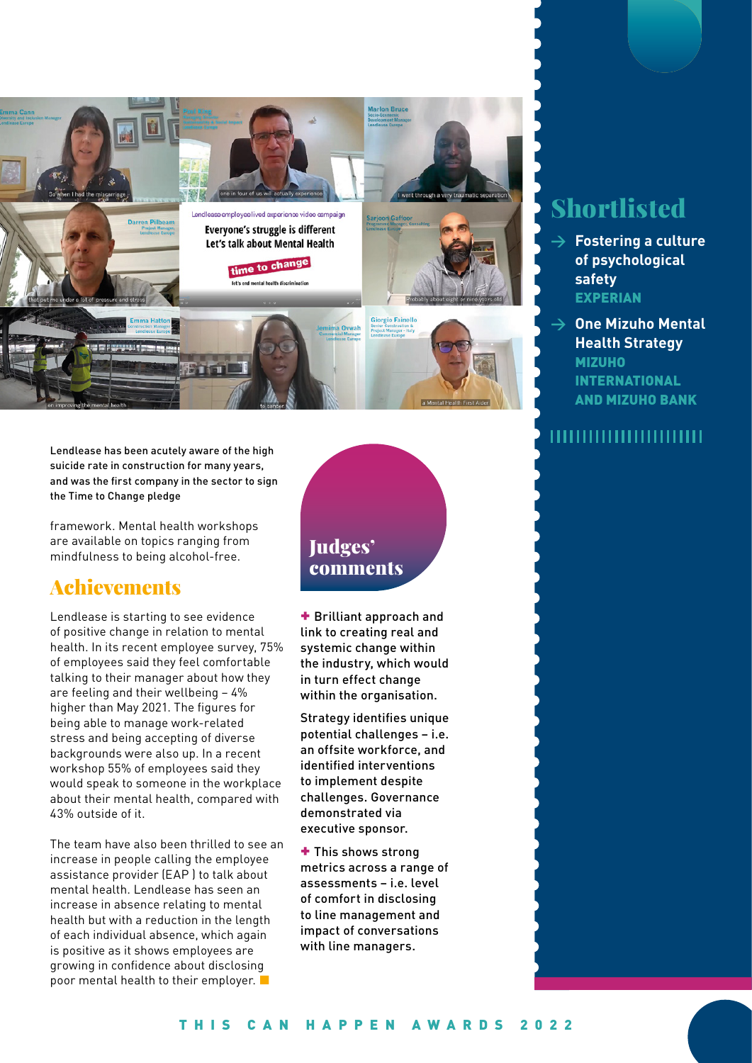Lendlease has been acutely aware of the high suicide rate in construction for many years, and was the first company in the sector to sign the Time to Change pledge

framework. Mental health workshops are available on topics ranging from mindfulness to being alcohol-free.

## Achievements

Lendlease is starting to see evidence of positive change in relation to mental health. In its recent employee survey, 75% of employees said they feel comfortable talking to their manager about how they are feeling and their wellbeing – 4% higher than May 2021. The figures for being able to manage work-related stress and being accepting of diverse backgrounds were also up. In a recent workshop 55% of employees said they would speak to someone in the workplace about their mental health, compared with 43% outside of it.

The team have also been thrilled to see an increase in people calling the employee assistance provider (EAP ) to talk about mental health. Lendlease has seen an increase in absence relating to mental health but with a reduction in the length of each individual absence, which again is positive as it shows employees are growing in confidence about disclosing poor mental health to their employer.

## Judges' comments

+ Brilliant approach and link to creating real and systemic change within the industry, which would in turn effect change within the organisation.

Strategy identifies unique potential challenges – i.e. an offsite workforce, and identified interventions to implement despite challenges. Governance demonstrated via executive sponsor.

+ This shows strong metrics across a range of assessments – i.e. level of comfort in disclosing to line management and impact of conversations with line managers.

## Shortlisted

→ **Fostering a culture of psychological safety**
**EXPERIAN**

→ **One Mizuho Mental Health Strategy**
**MIZUHO INTERNATIONAL AND MIZUHO BANK**